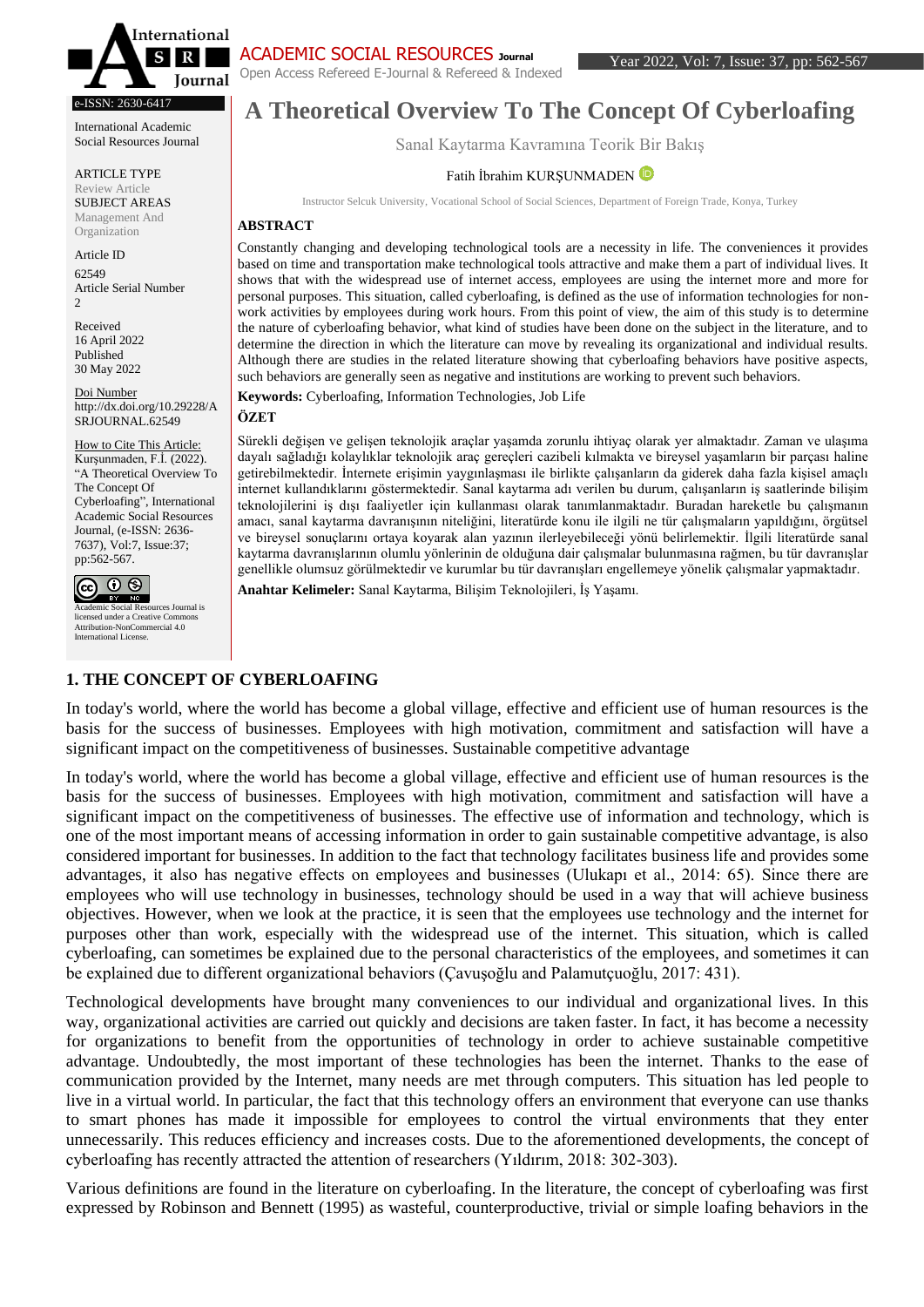# A Theoretical Overview To The Concept Of Cyberloafing

Sanal Kaytarma Kavramına Teorik Bir Bakış

Fatih İbrahim KURŞUNMADEN

Instructor Selcuk University, Vocational School of Social Sciences, Department of Foreign Trade, Konya, Turkey

e-ISSN: 2630-6417

International Academic Social Resources Journal

ARTICLE TYPE
Review Article

SUBJECT AREAS
Management And Organization

Article ID
62549

Article Serial Number
2

Received
16 April 2022

Published
30 May 2022

Doi Number
http://dx.doi.org/10.29228/ASRJOURNAL.62549

How to Cite This Article:
Kurşunmaden, F.İ. (2022). "A Theoretical Overview To The Concept Of Cyberloafing", International Academic Social Resources Journal, (e-ISSN: 2636-7637), Vol:7, Issue:37; pp:562-567.

Academic Social Resources Journal is licensed under a Creative Commons Attribution-NonCommercial 4.0 International License.

## ABSTRACT

Constantly changing and developing technological tools are a necessity in life. The conveniences it provides based on time and transportation make technological tools attractive and make them a part of individual lives. It shows that with the widespread use of internet access, employees are using the internet more and more for personal purposes. This situation, called cyberloafing, is defined as the use of information technologies for non-work activities by employees during work hours. From this point of view, the aim of this study is to determine the nature of cyberloafing behavior, what kind of studies have been done on the subject in the literature, and to determine the direction in which the literature can move by revealing its organizational and individual results. Although there are studies in the related literature showing that cyberloafing behaviors have positive aspects, such behaviors are generally seen as negative and institutions are working to prevent such behaviors.

**Keywords:** Cyberloafing, Information Technologies, Job Life

## ÖZET

Sürekli değişen ve gelişen teknolojik araçlar yaşamda zorunlu ihtiyaç olarak yer almaktadır. Zaman ve ulaşıma dayalı sağladığı kolaylıklar teknolojik araç gereçleri cazibeli kılmakta ve bireysel yaşamların bir parçası haline getirebilmektedir. İnternete erişimin yaygınlaşması ile birlikte çalışanların da giderek daha fazla kişisel amaçlı internet kullandıklarını göstermektedir. Sanal kaytarma adı verilen bu durum, çalışanların iş saatlerinde bilişim teknolojilerini iş dışı faaliyetler için kullanması olarak tanımlanmaktadır. Buradan hareketle bu çalışmanın amacı, sanal kaytarma davranışının niteliğini, literatürde konu ile ilgili ne tür çalışmaların yapıldığını, örgütsel ve bireysel sonuçlarını ortaya koyarak alan yazının ilerleyebileceği yönü belirlemektir. İlgili literatürde sanal kaytarma davranışlarının olumlu yönlerinin de olduğuna dair çalışmalar bulunmasına rağmen, bu tür davranışlar genellikle olumsuz görülmektedir ve kurumlar bu tür davranışları engellemeye yönelik çalışmalar yapmaktadır.

**Anahtar Kelimeler:** Sanal Kaytarma, Bilişim Teknolojileri, İş Yaşamı.

## 1. THE CONCEPT OF CYBERLOAFING

In today's world, where the world has become a global village, effective and efficient use of human resources is the basis for the success of businesses. Employees with high motivation, commitment and satisfaction will have a significant impact on the competitiveness of businesses. Sustainable competitive advantage

In today's world, where the world has become a global village, effective and efficient use of human resources is the basis for the success of businesses. Employees with high motivation, commitment and satisfaction will have a significant impact on the competitiveness of businesses. The effective use of information and technology, which is one of the most important means of accessing information in order to gain sustainable competitive advantage, is also considered important for businesses. In addition to the fact that technology facilitates business life and provides some advantages, it also has negative effects on employees and businesses (Ulukapı et al., 2014: 65). Since there are employees who will use technology in businesses, technology should be used in a way that will achieve business objectives. However, when we look at the practice, it is seen that the employees use technology and the internet for purposes other than work, especially with the widespread use of the internet. This situation, which is called cyberloafing, can sometimes be explained due to the personal characteristics of the employees, and sometimes it can be explained due to different organizational behaviors (Çavuşoğlu and Palamutçuoğlu, 2017: 431).

Technological developments have brought many conveniences to our individual and organizational lives. In this way, organizational activities are carried out quickly and decisions are taken faster. In fact, it has become a necessity for organizations to benefit from the opportunities of technology in order to achieve sustainable competitive advantage. Undoubtedly, the most important of these technologies has been the internet. Thanks to the ease of communication provided by the Internet, many needs are met through computers. This situation has led people to live in a virtual world. In particular, the fact that this technology offers an environment that everyone can use thanks to smart phones has made it impossible for employees to control the virtual environments that they enter unnecessarily. This reduces efficiency and increases costs. Due to the aforementioned developments, the concept of cyberloafing has recently attracted the attention of researchers (Yıldırım, 2018: 302-303).

Various definitions are found in the literature on cyberloafing. In the literature, the concept of cyberloafing was first expressed by Robinson and Bennett (1995) as wasteful, counterproductive, trivial or simple loafing behaviors in the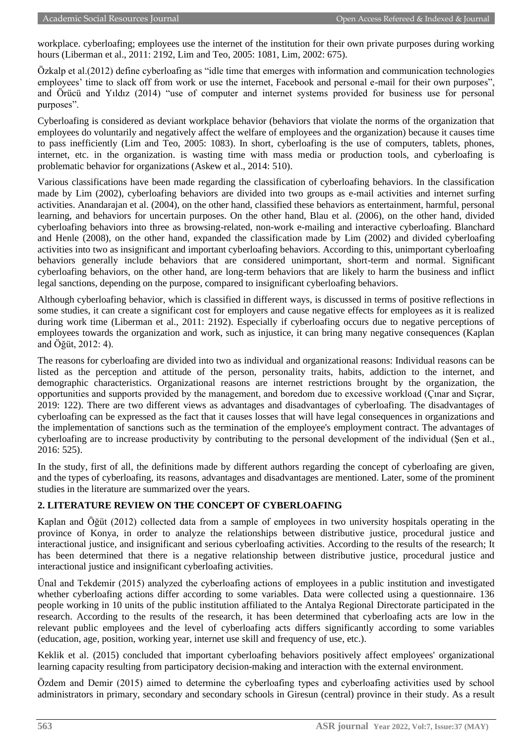workplace. cyberloafing; employees use the internet of the institution for their own private purposes during working hours (Liberman et al., 2011: 2192, Lim and Teo, 2005: 1081, Lim, 2002: 675).

Özkalp et al.(2012) define cyberloafing as "idle time that emerges with information and communication technologies employees' time to slack off from work or use the internet, Facebook and personal e-mail for their own purposes", and Örücü and Yıldız (2014) "use of computer and internet systems provided for business use for personal purposes".

Cyberloafing is considered as deviant workplace behavior (behaviors that violate the norms of the organization that employees do voluntarily and negatively affect the welfare of employees and the organization) because it causes time to pass inefficiently (Lim and Teo, 2005: 1083). In short, cyberloafing is the use of computers, tablets, phones, internet, etc. in the organization. is wasting time with mass media or production tools, and cyberloafing is problematic behavior for organizations (Askew et al., 2014: 510).

Various classifications have been made regarding the classification of cyberloafing behaviors. In the classification made by Lim (2002), cyberloafing behaviors are divided into two groups as e-mail activities and internet surfing activities. Anandarajan et al. (2004), on the other hand, classified these behaviors as entertainment, harmful, personal learning, and behaviors for uncertain purposes. On the other hand, Blau et al. (2006), on the other hand, divided cyberloafing behaviors into three as browsing-related, non-work e-mailing and interactive cyberloafing. Blanchard and Henle (2008), on the other hand, expanded the classification made by Lim (2002) and divided cyberloafing activities into two as insignificant and important cyberloafing behaviors. According to this, unimportant cyberloafing behaviors generally include behaviors that are considered unimportant, short-term and normal. Significant cyberloafing behaviors, on the other hand, are long-term behaviors that are likely to harm the business and inflict legal sanctions, depending on the purpose, compared to insignificant cyberloafing behaviors.

Although cyberloafing behavior, which is classified in different ways, is discussed in terms of positive reflections in some studies, it can create a significant cost for employers and cause negative effects for employees as it is realized during work time (Liberman et al., 2011: 2192). Especially if cyberloafing occurs due to negative perceptions of employees towards the organization and work, such as injustice, it can bring many negative consequences (Kaplan and Öğüt, 2012: 4).

The reasons for cyberloafing are divided into two as individual and organizational reasons: Individual reasons can be listed as the perception and attitude of the person, personality traits, habits, addiction to the internet, and demographic characteristics. Organizational reasons are internet restrictions brought by the organization, the opportunities and supports provided by the management, and boredom due to excessive workload (Çınar and Sıçrar, 2019: 122). There are two different views as advantages and disadvantages of cyberloafing. The disadvantages of cyberloafing can be expressed as the fact that it causes losses that will have legal consequences in organizations and the implementation of sanctions such as the termination of the employee's employment contract. The advantages of cyberloafing are to increase productivity by contributing to the personal development of the individual (Şen et al., 2016: 525).

In the study, first of all, the definitions made by different authors regarding the concept of cyberloafing are given, and the types of cyberloafing, its reasons, advantages and disadvantages are mentioned. Later, some of the prominent studies in the literature are summarized over the years.

## 2. LITERATURE REVIEW ON THE CONCEPT OF CYBERLOAFING

Kaplan and Öğüt (2012) collected data from a sample of employees in two university hospitals operating in the province of Konya, in order to analyze the relationships between distributive justice, procedural justice and interactional justice, and insignificant and serious cyberloafing activities. According to the results of the research; It has been determined that there is a negative relationship between distributive justice, procedural justice and interactional justice and insignificant cyberloafing activities.

Ünal and Tekdemir (2015) analyzed the cyberloafing actions of employees in a public institution and investigated whether cyberloafing actions differ according to some variables. Data were collected using a questionnaire. 136 people working in 10 units of the public institution affiliated to the Antalya Regional Directorate participated in the research. According to the results of the research, it has been determined that cyberloafing acts are low in the relevant public employees and the level of cyberloafing acts differs significantly according to some variables (education, age, position, working year, internet use skill and frequency of use, etc.).

Keklik et al. (2015) concluded that important cyberloafing behaviors positively affect employees' organizational learning capacity resulting from participatory decision-making and interaction with the external environment.

Özdem and Demir (2015) aimed to determine the cyberloafing types and cyberloafing activities used by school administrators in primary, secondary and secondary schools in Giresun (central) province in their study. As a result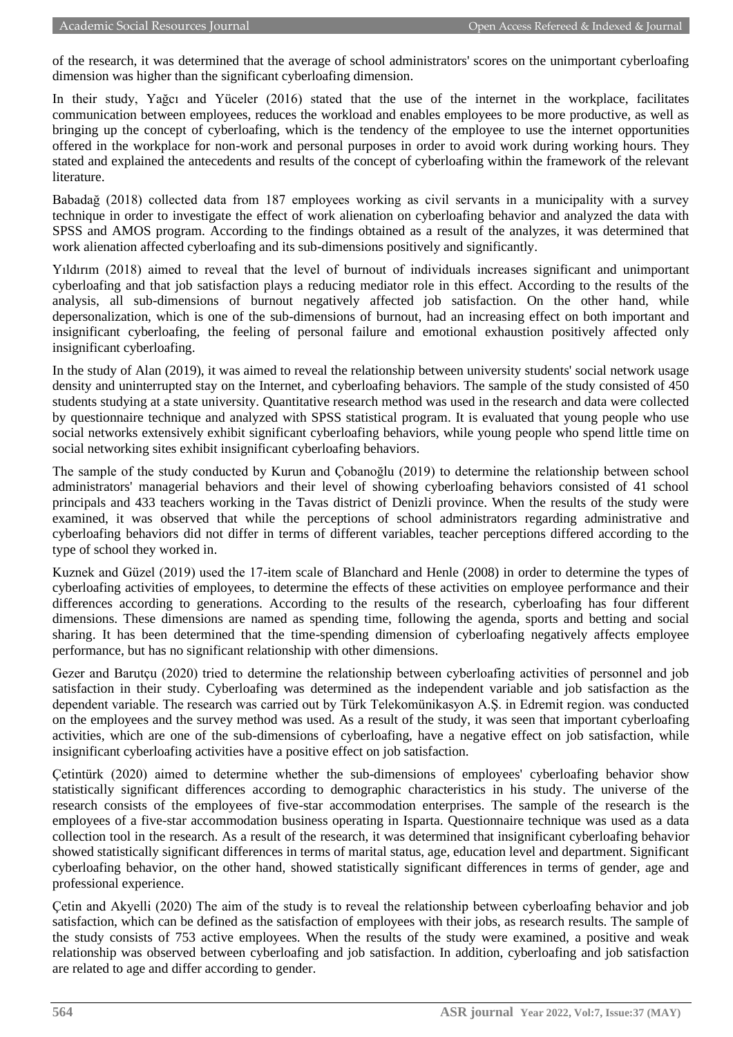of the research, it was determined that the average of school administrators' scores on the unimportant cyberloafing dimension was higher than the significant cyberloafing dimension.

In their study, Yağcı and Yüceler (2016) stated that the use of the internet in the workplace, facilitates communication between employees, reduces the workload and enables employees to be more productive, as well as bringing up the concept of cyberloafing, which is the tendency of the employee to use the internet opportunities offered in the workplace for non-work and personal purposes in order to avoid work during working hours. They stated and explained the antecedents and results of the concept of cyberloafing within the framework of the relevant literature.

Babadağ (2018) collected data from 187 employees working as civil servants in a municipality with a survey technique in order to investigate the effect of work alienation on cyberloafing behavior and analyzed the data with SPSS and AMOS program. According to the findings obtained as a result of the analyzes, it was determined that work alienation affected cyberloafing and its sub-dimensions positively and significantly.

Yıldırım (2018) aimed to reveal that the level of burnout of individuals increases significant and unimportant cyberloafing and that job satisfaction plays a reducing mediator role in this effect. According to the results of the analysis, all sub-dimensions of burnout negatively affected job satisfaction. On the other hand, while depersonalization, which is one of the sub-dimensions of burnout, had an increasing effect on both important and insignificant cyberloafing, the feeling of personal failure and emotional exhaustion positively affected only insignificant cyberloafing.

In the study of Alan (2019), it was aimed to reveal the relationship between university students' social network usage density and uninterrupted stay on the Internet, and cyberloafing behaviors. The sample of the study consisted of 450 students studying at a state university. Quantitative research method was used in the research and data were collected by questionnaire technique and analyzed with SPSS statistical program. It is evaluated that young people who use social networks extensively exhibit significant cyberloafing behaviors, while young people who spend little time on social networking sites exhibit insignificant cyberloafing behaviors.

The sample of the study conducted by Kurun and Çobanoğlu (2019) to determine the relationship between school administrators' managerial behaviors and their level of showing cyberloafing behaviors consisted of 41 school principals and 433 teachers working in the Tavas district of Denizli province. When the results of the study were examined, it was observed that while the perceptions of school administrators regarding administrative and cyberloafing behaviors did not differ in terms of different variables, teacher perceptions differed according to the type of school they worked in.

Kuznek and Güzel (2019) used the 17-item scale of Blanchard and Henle (2008) in order to determine the types of cyberloafing activities of employees, to determine the effects of these activities on employee performance and their differences according to generations. According to the results of the research, cyberloafing has four different dimensions. These dimensions are named as spending time, following the agenda, sports and betting and social sharing. It has been determined that the time-spending dimension of cyberloafing negatively affects employee performance, but has no significant relationship with other dimensions.

Gezer and Barutçu (2020) tried to determine the relationship between cyberloafing activities of personnel and job satisfaction in their study. Cyberloafing was determined as the independent variable and job satisfaction as the dependent variable. The research was carried out by Türk Telekomünikasyon A.Ş. in Edremit region. was conducted on the employees and the survey method was used. As a result of the study, it was seen that important cyberloafing activities, which are one of the sub-dimensions of cyberloafing, have a negative effect on job satisfaction, while insignificant cyberloafing activities have a positive effect on job satisfaction.

Çetintürk (2020) aimed to determine whether the sub-dimensions of employees' cyberloafing behavior show statistically significant differences according to demographic characteristics in his study. The universe of the research consists of the employees of five-star accommodation enterprises. The sample of the research is the employees of a five-star accommodation business operating in Isparta. Questionnaire technique was used as a data collection tool in the research. As a result of the research, it was determined that insignificant cyberloafing behavior showed statistically significant differences in terms of marital status, age, education level and department. Significant cyberloafing behavior, on the other hand, showed statistically significant differences in terms of gender, age and professional experience.

Çetin and Akyelli (2020) The aim of the study is to reveal the relationship between cyberloafing behavior and job satisfaction, which can be defined as the satisfaction of employees with their jobs, as research results. The sample of the study consists of 753 active employees. When the results of the study were examined, a positive and weak relationship was observed between cyberloafing and job satisfaction. In addition, cyberloafing and job satisfaction are related to age and differ according to gender.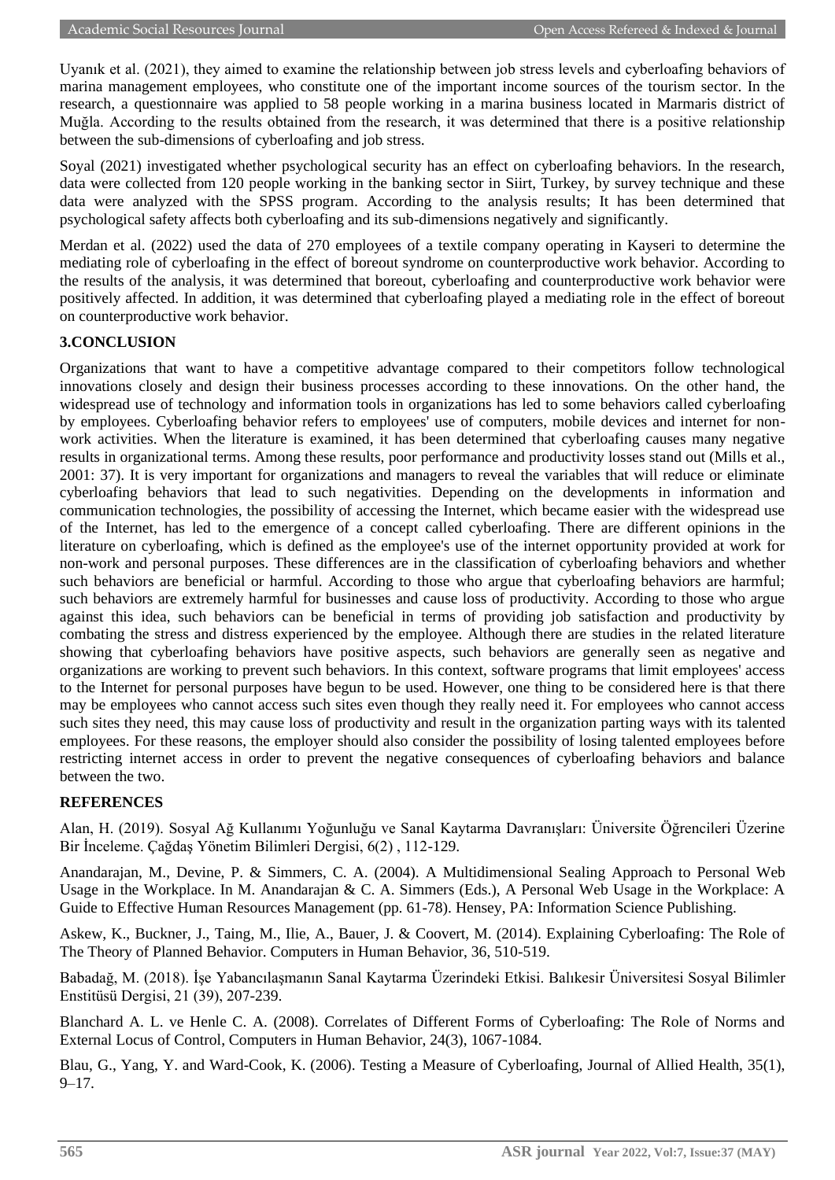Uyanık et al. (2021), they aimed to examine the relationship between job stress levels and cyberloafing behaviors of marina management employees, who constitute one of the important income sources of the tourism sector. In the research, a questionnaire was applied to 58 people working in a marina business located in Marmaris district of Muğla. According to the results obtained from the research, it was determined that there is a positive relationship between the sub-dimensions of cyberloafing and job stress.

Soyal (2021) investigated whether psychological security has an effect on cyberloafing behaviors. In the research, data were collected from 120 people working in the banking sector in Siirt, Turkey, by survey technique and these data were analyzed with the SPSS program. According to the analysis results; It has been determined that psychological safety affects both cyberloafing and its sub-dimensions negatively and significantly.

Merdan et al. (2022) used the data of 270 employees of a textile company operating in Kayseri to determine the mediating role of cyberloafing in the effect of boreout syndrome on counterproductive work behavior. According to the results of the analysis, it was determined that boreout, cyberloafing and counterproductive work behavior were positively affected. In addition, it was determined that cyberloafing played a mediating role in the effect of boreout on counterproductive work behavior.

## 3.CONCLUSION

Organizations that want to have a competitive advantage compared to their competitors follow technological innovations closely and design their business processes according to these innovations. On the other hand, the widespread use of technology and information tools in organizations has led to some behaviors called cyberloafing by employees. Cyberloafing behavior refers to employees' use of computers, mobile devices and internet for non-work activities. When the literature is examined, it has been determined that cyberloafing causes many negative results in organizational terms. Among these results, poor performance and productivity losses stand out (Mills et al., 2001: 37). It is very important for organizations and managers to reveal the variables that will reduce or eliminate cyberloafing behaviors that lead to such negativities. Depending on the developments in information and communication technologies, the possibility of accessing the Internet, which became easier with the widespread use of the Internet, has led to the emergence of a concept called cyberloafing. There are different opinions in the literature on cyberloafing, which is defined as the employee's use of the internet opportunity provided at work for non-work and personal purposes. These differences are in the classification of cyberloafing behaviors and whether such behaviors are beneficial or harmful. According to those who argue that cyberloafing behaviors are harmful; such behaviors are extremely harmful for businesses and cause loss of productivity. According to those who argue against this idea, such behaviors can be beneficial in terms of providing job satisfaction and productivity by combating the stress and distress experienced by the employee. Although there are studies in the related literature showing that cyberloafing behaviors have positive aspects, such behaviors are generally seen as negative and organizations are working to prevent such behaviors. In this context, software programs that limit employees' access to the Internet for personal purposes have begun to be used. However, one thing to be considered here is that there may be employees who cannot access such sites even though they really need it. For employees who cannot access such sites they need, this may cause loss of productivity and result in the organization parting ways with its talented employees. For these reasons, the employer should also consider the possibility of losing talented employees before restricting internet access in order to prevent the negative consequences of cyberloafing behaviors and balance between the two.

## REFERENCES

Alan, H. (2019). Sosyal Ağ Kullanımı Yoğunluğu ve Sanal Kaytarma Davranışları: Üniversite Öğrencileri Üzerine Bir İnceleme. Çağdaş Yönetim Bilimleri Dergisi, 6(2) , 112-129.

Anandarajan, M., Devine, P. & Simmers, C. A. (2004). A Multidimensional Sealing Approach to Personal Web Usage in the Workplace. In M. Anandarajan & C. A. Simmers (Eds.), A Personal Web Usage in the Workplace: A Guide to Effective Human Resources Management (pp. 61-78). Hensey, PA: Information Science Publishing.

Askew, K., Buckner, J., Taing, M., Ilie, A., Bauer, J. & Coovert, M. (2014). Explaining Cyberloafing: The Role of The Theory of Planned Behavior. Computers in Human Behavior, 36, 510-519.

Babadağ, M. (2018). İşe Yabancılaşmanın Sanal Kaytarma Üzerindeki Etkisi. Balıkesir Üniversitesi Sosyal Bilimler Enstitüsü Dergisi, 21 (39), 207-239.

Blanchard A. L. ve Henle C. A. (2008). Correlates of Different Forms of Cyberloafing: The Role of Norms and External Locus of Control, Computers in Human Behavior, 24(3), 1067-1084.

Blau, G., Yang, Y. and Ward-Cook, K. (2006). Testing a Measure of Cyberloafing, Journal of Allied Health, 35(1), 9–17.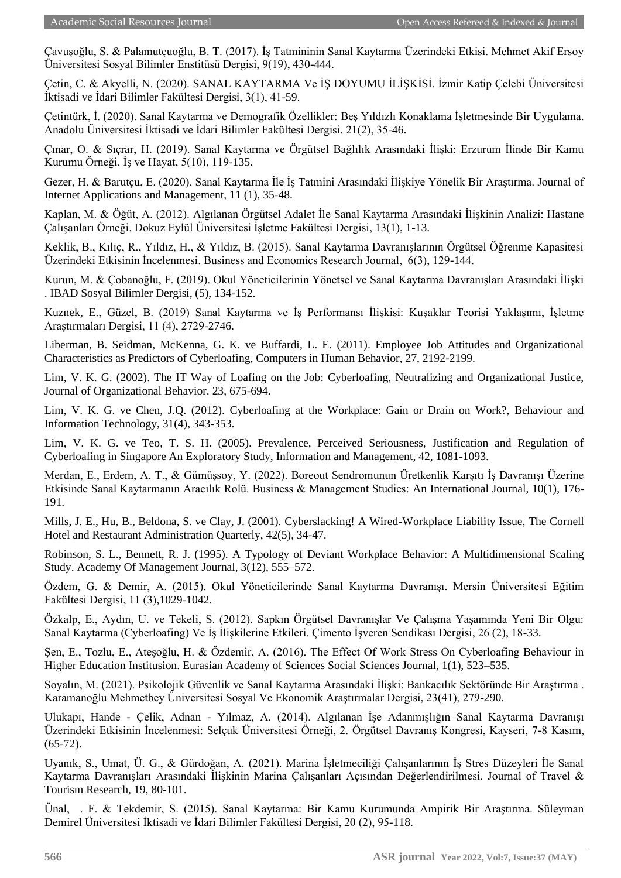Çavuşoğlu, S. & Palamutçuoğlu, B. T. (2017). İş Tatmininin Sanal Kaytarma Üzerindeki Etkisi. Mehmet Akif Ersoy Üniversitesi Sosyal Bilimler Enstitüsü Dergisi, 9(19), 430-444.

Çetin, C. & Akyelli, N. (2020). SANAL KAYTARMA Ve İŞ DOYUMU İLİŞKİSİ. İzmir Katip Çelebi Üniversitesi İktisadi ve İdari Bilimler Fakültesi Dergisi, 3(1), 41-59.

Çetintürk, İ. (2020). Sanal Kaytarma ve Demografik Özellikler: Beş Yıldızlı Konaklama İşletmesinde Bir Uygulama. Anadolu Üniversitesi İktisadi ve İdari Bilimler Fakültesi Dergisi, 21(2), 35-46.

Çınar, O. & Sıçrar, H. (2019). Sanal Kaytarma ve Örgütsel Bağlılık Arasındaki İlişki: Erzurum İlinde Bir Kamu Kurumu Örneği. İş ve Hayat, 5(10), 119-135.

Gezer, H. & Barutçu, E. (2020). Sanal Kaytarma İle İş Tatmini Arasındaki İlişkiye Yönelik Bir Araştırma. Journal of Internet Applications and Management, 11 (1), 35-48.

Kaplan, M. & Öğüt, A. (2012). Algılanan Örgütsel Adalet İle Sanal Kaytarma Arasındaki İlişkinin Analizi: Hastane Çalışanları Örneği. Dokuz Eylül Üniversitesi İşletme Fakültesi Dergisi, 13(1), 1-13.

Keklik, B., Kılıç, R., Yıldız, H., & Yıldız, B. (2015). Sanal Kaytarma Davranışlarının Örgütsel Öğrenme Kapasitesi Üzerindeki Etkisinin İncelenmesi. Business and Economics Research Journal, 6(3), 129-144.

Kurun, M. & Çobanoğlu, F. (2019). Okul Yöneticilerinin Yönetsel ve Sanal Kaytarma Davranışları Arasındaki İlişki . IBAD Sosyal Bilimler Dergisi, (5), 134-152.

Kuznek, E., Güzel, B. (2019) Sanal Kaytarma ve İş Performansı İlişkisi: Kuşaklar Teorisi Yaklaşımı, İşletme Araştırmaları Dergisi, 11 (4), 2729-2746.

Liberman, B. Seidman, McKenna, G. K. ve Buffardi, L. E. (2011). Employee Job Attitudes and Organizational Characteristics as Predictors of Cyberloafing, Computers in Human Behavior, 27, 2192-2199.

Lim, V. K. G. (2002). The IT Way of Loafing on the Job: Cyberloafing, Neutralizing and Organizational Justice, Journal of Organizational Behavior. 23, 675-694.

Lim, V. K. G. ve Chen, J.Q. (2012). Cyberloafing at the Workplace: Gain or Drain on Work?, Behaviour and Information Technology, 31(4), 343-353.

Lim, V. K. G. ve Teo, T. S. H. (2005). Prevalence, Perceived Seriousness, Justification and Regulation of Cyberloafing in Singapore An Exploratory Study, Information and Management, 42, 1081-1093.

Merdan, E., Erdem, A. T., & Gümüşsoy, Y. (2022). Boreout Sendromunun Üretkenlik Karşıtı İş Davranışı Üzerine Etkisinde Sanal Kaytarmanın Aracılık Rolü. Business & Management Studies: An International Journal, 10(1), 176-191.

Mills, J. E., Hu, B., Beldona, S. ve Clay, J. (2001). Cyberslacking! A Wired-Workplace Liability Issue, The Cornell Hotel and Restaurant Administration Quarterly, 42(5), 34-47.

Robinson, S. L., Bennett, R. J. (1995). A Typology of Deviant Workplace Behavior: A Multidimensional Scaling Study. Academy Of Management Journal, 3(12), 555–572.

Özdem, G. & Demir, A. (2015). Okul Yöneticilerinde Sanal Kaytarma Davranışı. Mersin Üniversitesi Eğitim Fakültesi Dergisi, 11 (3),1029-1042.

Özkalp, E., Aydın, U. ve Tekeli, S. (2012). Sapkın Örgütsel Davranışlar Ve Çalışma Yaşamında Yeni Bir Olgu: Sanal Kaytarma (Cyberloafing) Ve İş İlişkilerine Etkileri. Çimento İşveren Sendikası Dergisi, 26 (2), 18-33.

Şen, E., Tozlu, E., Ateşoğlu, H. & Özdemir, A. (2016). The Effect Of Work Stress On Cyberloafing Behaviour in Higher Education Institusion. Eurasian Academy of Sciences Social Sciences Journal, 1(1), 523–535.

Soyalın, M. (2021). Psikolojik Güvenlik ve Sanal Kaytarma Arasındaki İlişki: Bankacılık Sektöründe Bir Araştırma . Karamanoğlu Mehmetbey Üniversitesi Sosyal Ve Ekonomik Araştırmalar Dergisi, 23(41), 279-290.

Ulukapı, Hande - Çelik, Adnan - Yılmaz, A. (2014). Algılanan İşe Adanmışlığın Sanal Kaytarma Davranışı Üzerindeki Etkisinin İncelenmesi: Selçuk Üniversitesi Örneği, 2. Örgütsel Davranış Kongresi, Kayseri, 7-8 Kasım, (65-72).

Uyanık, S., Umat, Ü. G., & Gürdoğan, A. (2021). Marina İşletmeciliği Çalışanlarının İş Stres Düzeyleri İle Sanal Kaytarma Davranışları Arasındaki İlişkinin Marina Çalışanları Açısından Değerlendirilmesi. Journal of Travel & Tourism Research, 19, 80-101.

Ünal, . F. & Tekdemir, S. (2015). Sanal Kaytarma: Bir Kamu Kurumunda Ampirik Bir Araştırma. Süleyman Demirel Üniversitesi İktisadi ve İdari Bilimler Fakültesi Dergisi, 20 (2), 95-118.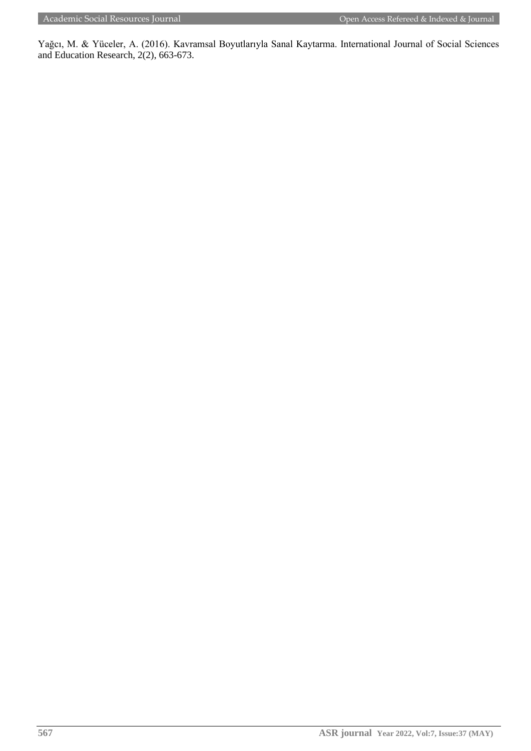Yağcı, M. & Yüceler, A. (2016). Kavramsal Boyutlarıyla Sanal Kaytarma. International Journal of Social Sciences and Education Research, 2(2), 663-673.